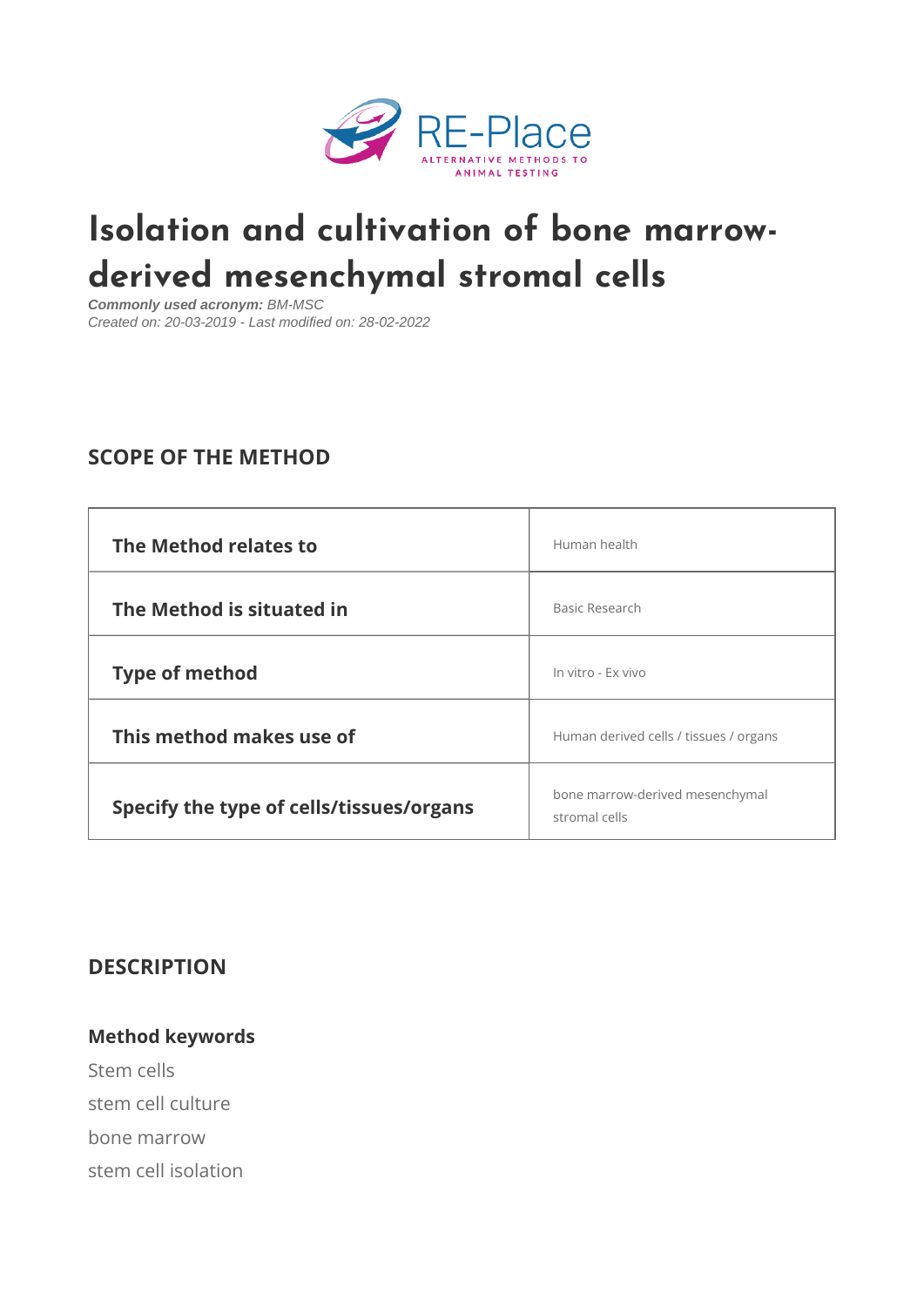RE-Place

ALTERNATIVE METHODS TO ANIMAL TESTING

# Isolation and cultivation of bone marrow-derived mesenchymal stromal cells

***Commonly used acronym:*** *BM-MSC*
*Created on: 20-03-2019 - Last modified on: 28-02-2022*

## SCOPE OF THE METHOD

| | |
|---|---|
| **The Method relates to** | Human health |
| **The Method is situated in** | Basic Research |
| **Type of method** | In vitro - Ex vivo |
| **This method makes use of** | Human derived cells / tissues / organs |
| **Specify the type of cells/tissues/organs** | bone marrow-derived mesenchymal stromal cells |

## DESCRIPTION

### Method keywords

Stem cells

stem cell culture

bone marrow

stem cell isolation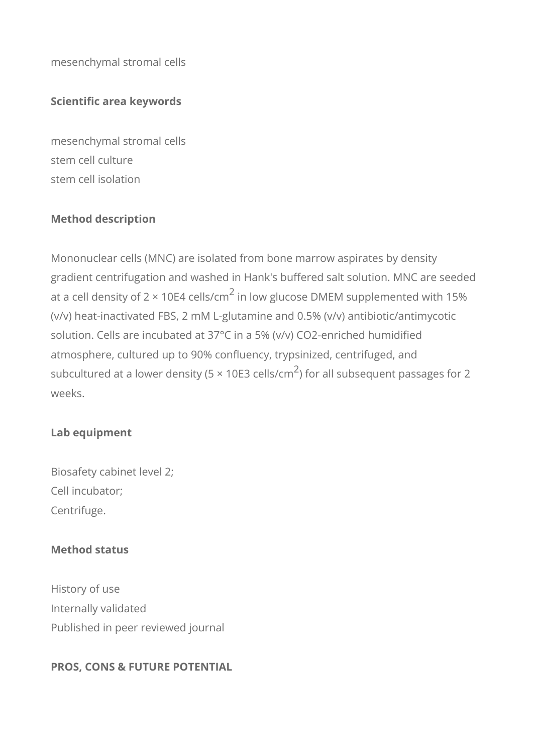mesenchymal stromal cells

**Scientific area keywords**

mesenchymal stromal cells
stem cell culture
stem cell isolation

**Method description**

Mononuclear cells (MNC) are isolated from bone marrow aspirates by density gradient centrifugation and washed in Hank's buffered salt solution. MNC are seeded at a cell density of 2 × 10E4 cells/cm$^2$ in low glucose DMEM supplemented with 15% (v/v) heat-inactivated FBS, 2 mM L-glutamine and 0.5% (v/v) antibiotic/antimycotic solution. Cells are incubated at 37°C in a 5% (v/v) $CO_2$-enriched humidified atmosphere, cultured up to 90% confluency, trypsinized, centrifuged, and subcultured at a lower density (5 × 10E3 cells/cm$^2$) for all subsequent passages for 2 weeks.

**Lab equipment**

Biosafety cabinet level 2;
Cell incubator;
Centrifuge.

**Method status**

History of use
Internally validated
Published in peer reviewed journal

**PROS, CONS & FUTURE POTENTIAL**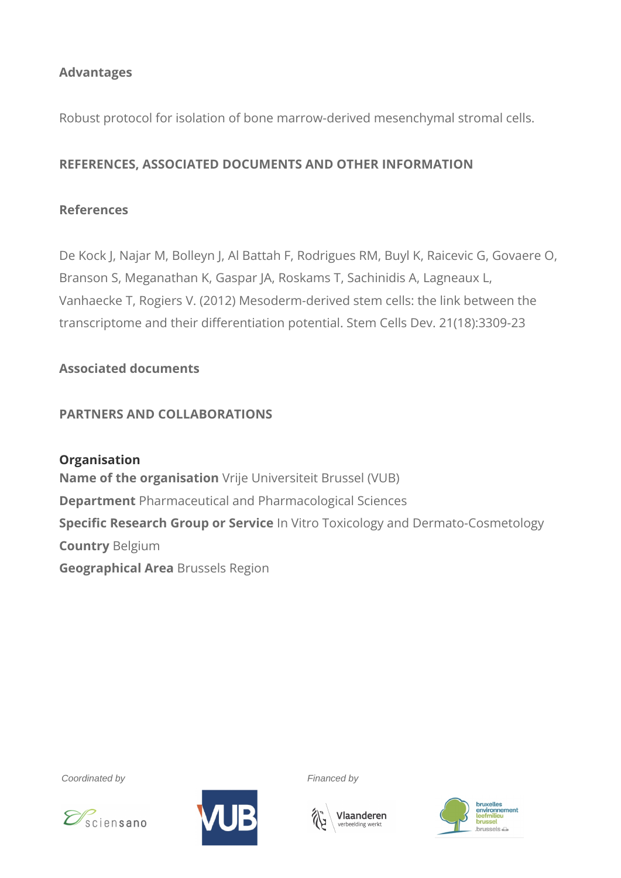### Advantages

Robust protocol for isolation of bone marrow-derived mesenchymal stromal cells.

## REFERENCES, ASSOCIATED DOCUMENTS AND OTHER INFORMATION

### References

De Kock J, Najar M, Bolleyn J, Al Battah F, Rodrigues RM, Buyl K, Raicevic G, Govaere O, Branson S, Meganathan K, Gaspar JA, Roskams T, Sachinidis A, Lagneaux L, Vanhaecke T, Rogiers V. (2012) Mesoderm-derived stem cells: the link between the transcriptome and their differentiation potential. Stem Cells Dev. 21(18):3309-23

### Associated documents

## PARTNERS AND COLLABORATIONS

**Organisation**
**Name of the organisation** Vrije Universiteit Brussel (VUB)
**Department** Pharmaceutical and Pharmacological Sciences
**Specific Research Group or Service** In Vitro Toxicology and Dermato-Cosmetology
**Country** Belgium
**Geographical Area** Brussels Region

*Coordinated by*

*Financed by*